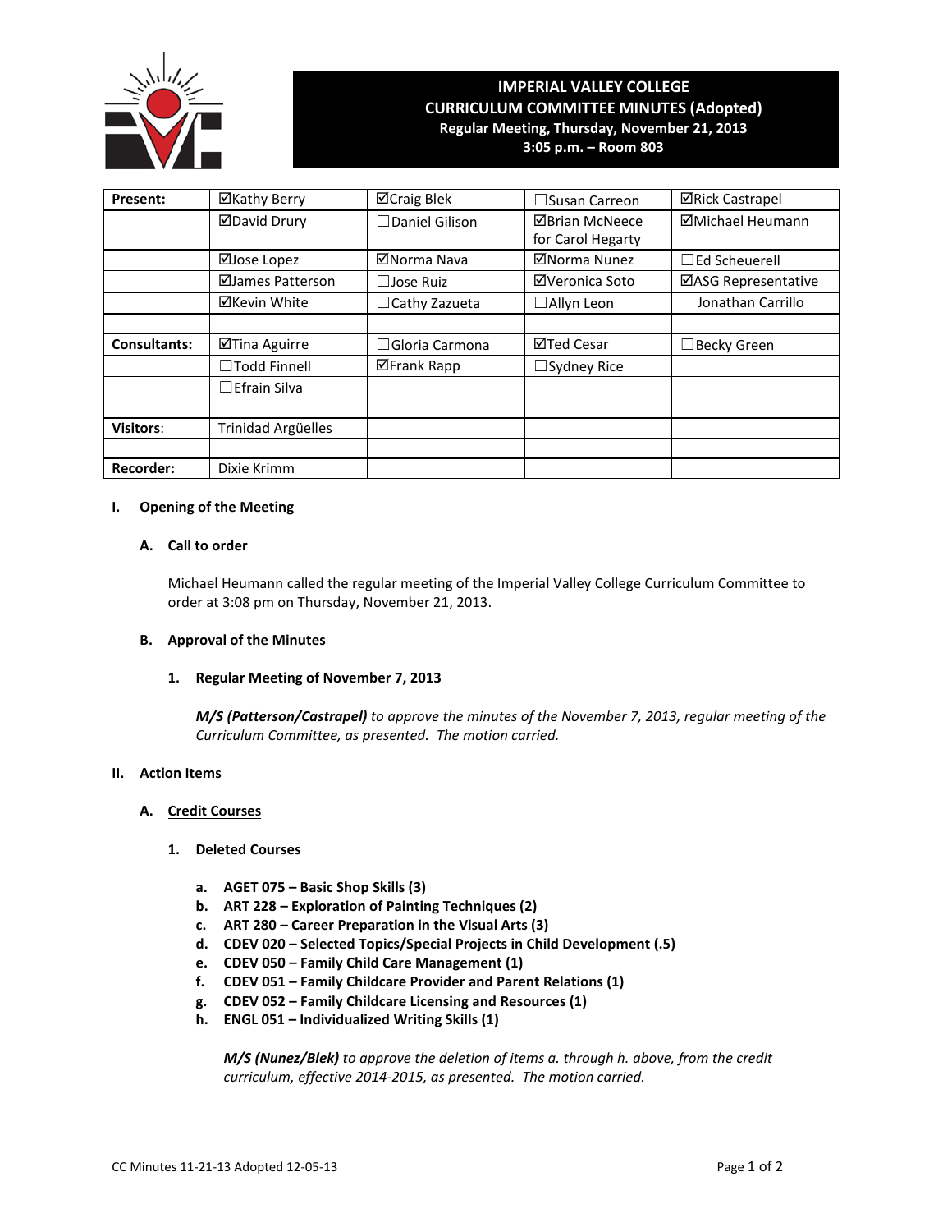# IMPERIAL VALLEY COLLEGE
## CURRICULUM COMMITTEE MINUTES (Adopted)
**Regular Meeting, Thursday, November 21, 2013**
**3:05 p.m. – Room 803**

| | | | | |
|---|---|---|---|---|
| **Present:** | ☑Kathy Berry | ☑Craig Blek | ☐Susan Carreon | ☑Rick Castrapel |
| | ☑David Drury | ☐Daniel Gilison | ☑Brian McNeece for Carol Hegarty | ☑Michael Heumann |
| | ☑Jose Lopez | ☑Norma Nava | ☑Norma Nunez | ☐Ed Scheuerell |
| | ☑James Patterson | ☐Jose Ruiz | ☑Veronica Soto | ☑ASG Representative |
| | ☑Kevin White | ☐Cathy Zazueta | ☐Allyn Leon | Jonathan Carrillo |
| | | | | |
| **Consultants:** | ☑Tina Aguirre | ☐Gloria Carmona | ☑Ted Cesar | ☐Becky Green |
| | ☐Todd Finnell | ☑Frank Rapp | ☐Sydney Rice | |
| | ☐Efrain Silva | | | |
| | | | | |
| **Visitors**: | Trinidad Argüelles | | | |
| | | | | |
| **Recorder:** | Dixie Krimm | | | |

**I. Opening of the Meeting**

**A. Call to order**

Michael Heumann called the regular meeting of the Imperial Valley College Curriculum Committee to order at 3:08 pm on Thursday, November 21, 2013.

**B. Approval of the Minutes**

**1. Regular Meeting of November 7, 2013**

***M/S (Patterson/Castrapel)*** *to approve the minutes of the November 7, 2013, regular meeting of the Curriculum Committee, as presented. The motion carried.*

**II. Action Items**

**A. Credit Courses**

**1. Deleted Courses**

**a. AGET 075 – Basic Shop Skills (3)**
**b. ART 228 – Exploration of Painting Techniques (2)**
**c. ART 280 – Career Preparation in the Visual Arts (3)**
**d. CDEV 020 – Selected Topics/Special Projects in Child Development (.5)**
**e. CDEV 050 – Family Child Care Management (1)**
**f. CDEV 051 – Family Childcare Provider and Parent Relations (1)**
**g. CDEV 052 – Family Childcare Licensing and Resources (1)**
**h. ENGL 051 – Individualized Writing Skills (1)**

***M/S (Nunez/Blek)*** *to approve the deletion of items a. through h. above, from the credit curriculum, effective 2014-2015, as presented. The motion carried.*

CC Minutes 11-21-13 Adopted 12-05-13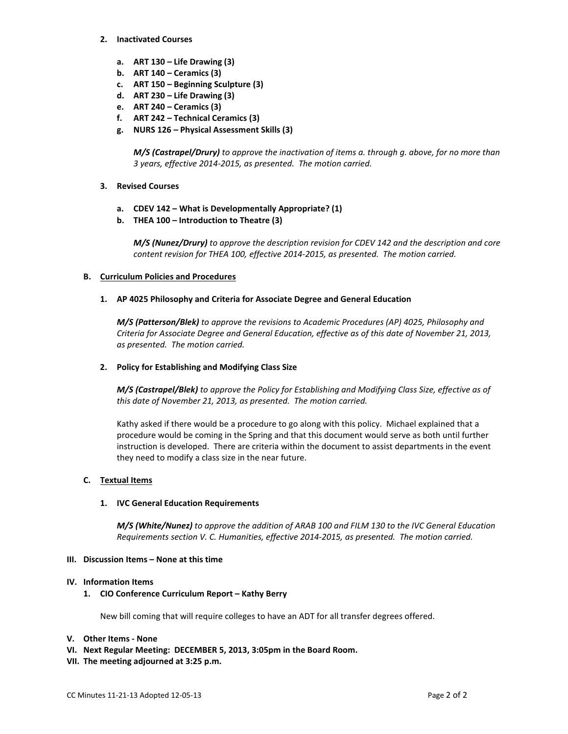2. **Inactivated Courses**

   a. **ART 130 – Life Drawing (3)**
   b. **ART 140 – Ceramics (3)**
   c. **ART 150 – Beginning Sculpture (3)**
   d. **ART 230 – Life Drawing (3)**
   e. **ART 240 – Ceramics (3)**
   f. **ART 242 – Technical Ceramics (3)**
   g. **NURS 126 – Physical Assessment Skills (3)**

   ***M/S (Castrapel/Drury)*** *to approve the inactivation of items a. through g. above, for no more than 3 years, effective 2014-2015, as presented. The motion carried.*

3. **Revised Courses**

   a. **CDEV 142 – What is Developmentally Appropriate? (1)**
   b. **THEA 100 – Introduction to Theatre (3)**

   ***M/S (Nunez/Drury)*** *to approve the description revision for CDEV 142 and the description and core content revision for THEA 100, effective 2014-2015, as presented. The motion carried.*

**B. Curriculum Policies and Procedures**

1. **AP 4025 Philosophy and Criteria for Associate Degree and General Education**

   ***M/S (Patterson/Blek)*** *to approve the revisions to Academic Procedures (AP) 4025, Philosophy and Criteria for Associate Degree and General Education, effective as of this date of November 21, 2013, as presented. The motion carried.*

2. **Policy for Establishing and Modifying Class Size**

   ***M/S (Castrapel/Blek)*** *to approve the Policy for Establishing and Modifying Class Size, effective as of this date of November 21, 2013, as presented. The motion carried.*

   Kathy asked if there would be a procedure to go along with this policy. Michael explained that a procedure would be coming in the Spring and that this document would serve as both until further instruction is developed. There are criteria within the document to assist departments in the event they need to modify a class size in the near future.

**C. Textual Items**

1. **IVC General Education Requirements**

   ***M/S (White/Nunez)*** *to approve the addition of ARAB 100 and FILM 130 to the IVC General Education Requirements section V. C. Humanities, effective 2014-2015, as presented. The motion carried.*

**III. Discussion Items – None at this time**

**IV. Information Items**

1. **CIO Conference Curriculum Report – Kathy Berry**

   New bill coming that will require colleges to have an ADT for all transfer degrees offered.

**V. Other Items - None**

**VI. Next Regular Meeting: DECEMBER 5, 2013, 3:05pm in the Board Room.**

**VII. The meeting adjourned at 3:25 p.m.**